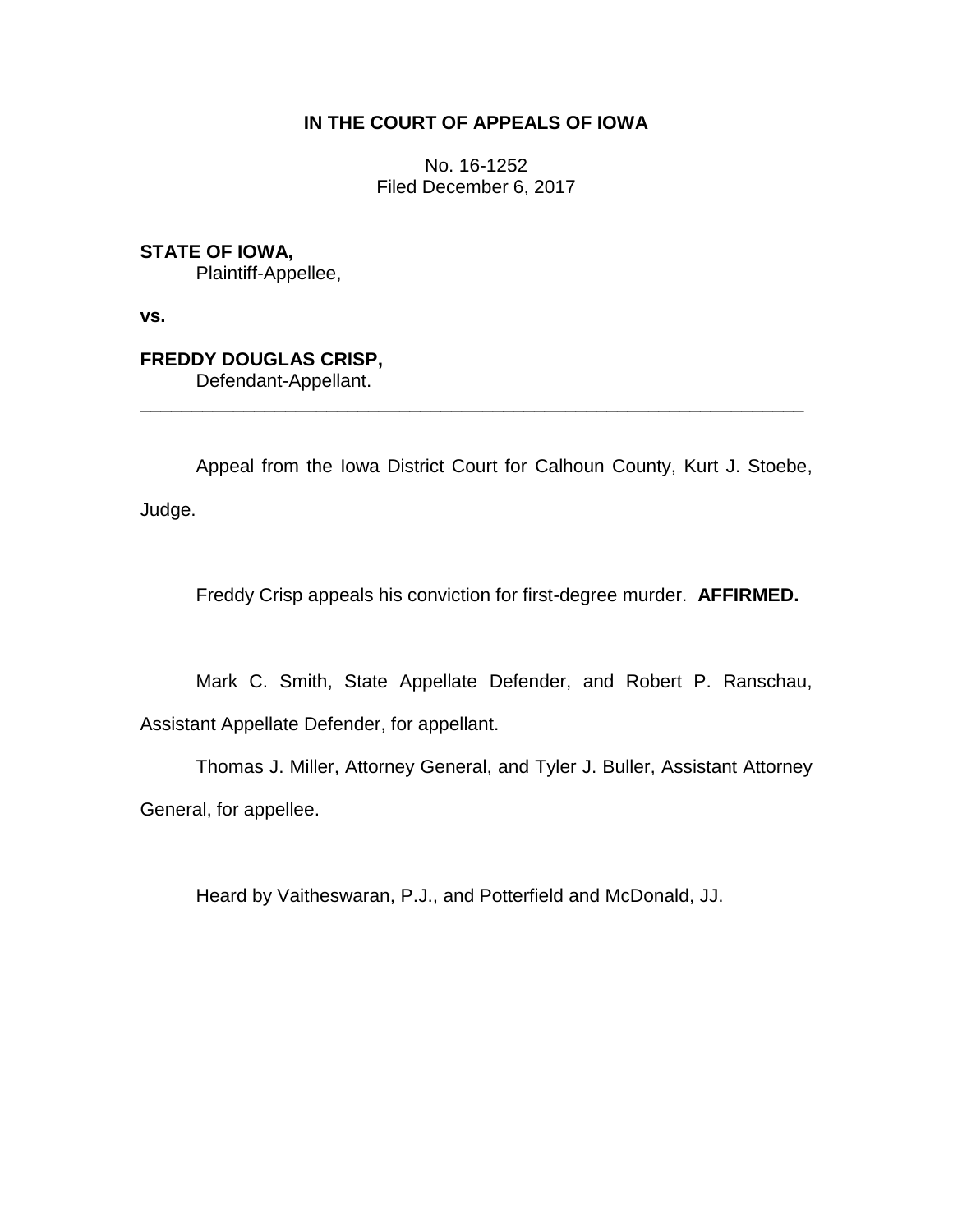**IN THE COURT OF APPEALS OF IOWA**

No. 16-1252
Filed December 6, 2017

**STATE OF IOWA,**
Plaintiff-Appellee,

**vs.**

**FREDDY DOUGLAS CRISP,**
Defendant-Appellant.

---

Appeal from the Iowa District Court for Calhoun County, Kurt J. Stoebe, Judge.

Freddy Crisp appeals his conviction for first-degree murder. **AFFIRMED.**

Mark C. Smith, State Appellate Defender, and Robert P. Ranschau, Assistant Appellate Defender, for appellant.

Thomas J. Miller, Attorney General, and Tyler J. Buller, Assistant Attorney General, for appellee.

Heard by Vaitheswaran, P.J., and Potterfield and McDonald, JJ.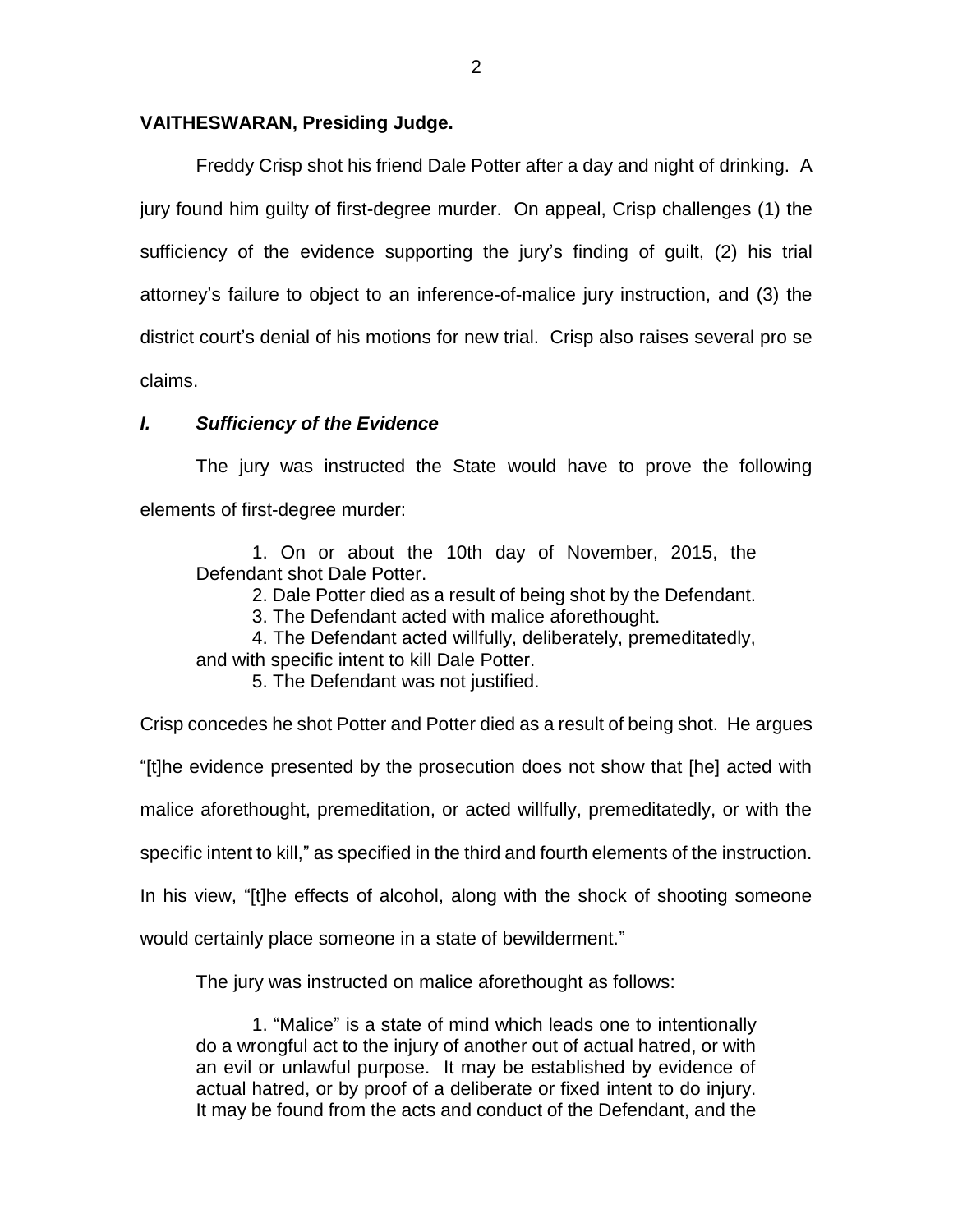**VAITHESWARAN, Presiding Judge.**

Freddy Crisp shot his friend Dale Potter after a day and night of drinking. A jury found him guilty of first-degree murder. On appeal, Crisp challenges (1) the sufficiency of the evidence supporting the jury's finding of guilt, (2) his trial attorney's failure to object to an inference-of-malice jury instruction, and (3) the district court's denial of his motions for new trial. Crisp also raises several pro se claims.

## *I. Sufficiency of the Evidence*

The jury was instructed the State would have to prove the following elements of first-degree murder:

> 1. On or about the 10th day of November, 2015, the Defendant shot Dale Potter.
> 2. Dale Potter died as a result of being shot by the Defendant.
> 3. The Defendant acted with malice aforethought.
> 4. The Defendant acted willfully, deliberately, premeditatedly, and with specific intent to kill Dale Potter.
> 5. The Defendant was not justified.

Crisp concedes he shot Potter and Potter died as a result of being shot. He argues "[t]he evidence presented by the prosecution does not show that [he] acted with malice aforethought, premeditation, or acted willfully, premeditatedly, or with the specific intent to kill," as specified in the third and fourth elements of the instruction. In his view, "[t]he effects of alcohol, along with the shock of shooting someone would certainly place someone in a state of bewilderment."

The jury was instructed on malice aforethought as follows:

> 1. "Malice" is a state of mind which leads one to intentionally do a wrongful act to the injury of another out of actual hatred, or with an evil or unlawful purpose. It may be established by evidence of actual hatred, or by proof of a deliberate or fixed intent to do injury. It may be found from the acts and conduct of the Defendant, and the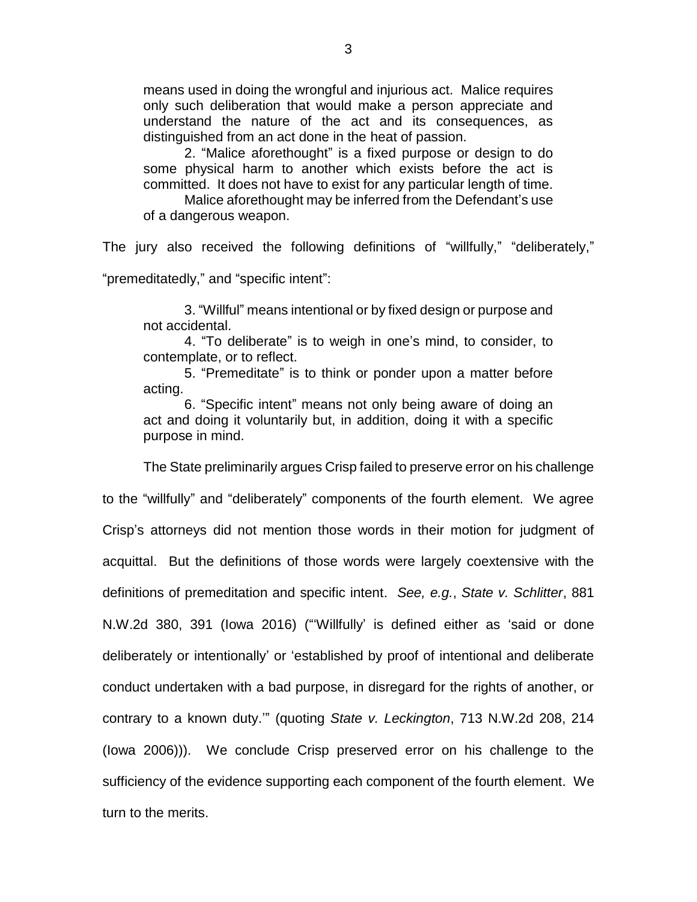> means used in doing the wrongful and injurious act. Malice requires only such deliberation that would make a person appreciate and understand the nature of the act and its consequences, as distinguished from an act done in the heat of passion.
>
> 2. "Malice aforethought" is a fixed purpose or design to do some physical harm to another which exists before the act is committed. It does not have to exist for any particular length of time.
>
> Malice aforethought may be inferred from the Defendant's use of a dangerous weapon.

The jury also received the following definitions of "willfully," "deliberately," "premeditatedly," and "specific intent":

> 3. "Willful" means intentional or by fixed design or purpose and not accidental.
>
> 4. "To deliberate" is to weigh in one's mind, to consider, to contemplate, or to reflect.
>
> 5. "Premeditate" is to think or ponder upon a matter before acting.
>
> 6. "Specific intent" means not only being aware of doing an act and doing it voluntarily but, in addition, doing it with a specific purpose in mind.

The State preliminarily argues Crisp failed to preserve error on his challenge to the "willfully" and "deliberately" components of the fourth element. We agree Crisp's attorneys did not mention those words in their motion for judgment of acquittal. But the definitions of those words were largely coextensive with the definitions of premeditation and specific intent. *See, e.g.*, *State v. Schlitter*, 881 N.W.2d 380, 391 (Iowa 2016) ("'Willfully' is defined either as 'said or done deliberately or intentionally' or 'established by proof of intentional and deliberate conduct undertaken with a bad purpose, in disregard for the rights of another, or contrary to a known duty.'" (quoting *State v. Leckington*, 713 N.W.2d 208, 214 (Iowa 2006))). We conclude Crisp preserved error on his challenge to the sufficiency of the evidence supporting each component of the fourth element. We turn to the merits.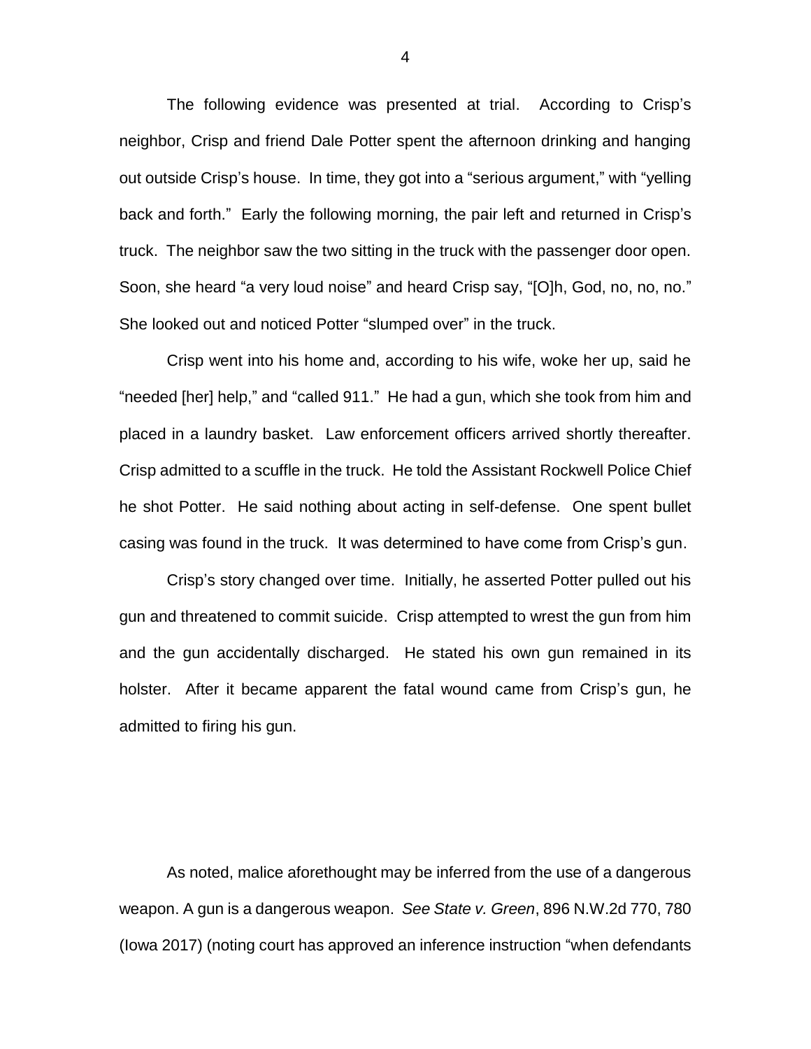The following evidence was presented at trial. According to Crisp's neighbor, Crisp and friend Dale Potter spent the afternoon drinking and hanging out outside Crisp's house. In time, they got into a "serious argument," with "yelling back and forth." Early the following morning, the pair left and returned in Crisp's truck. The neighbor saw the two sitting in the truck with the passenger door open. Soon, she heard "a very loud noise" and heard Crisp say, "[O]h, God, no, no, no." She looked out and noticed Potter "slumped over" in the truck.

Crisp went into his home and, according to his wife, woke her up, said he "needed [her] help," and "called 911." He had a gun, which she took from him and placed in a laundry basket. Law enforcement officers arrived shortly thereafter. Crisp admitted to a scuffle in the truck. He told the Assistant Rockwell Police Chief he shot Potter. He said nothing about acting in self-defense. One spent bullet casing was found in the truck. It was determined to have come from Crisp's gun.

Crisp's story changed over time. Initially, he asserted Potter pulled out his gun and threatened to commit suicide. Crisp attempted to wrest the gun from him and the gun accidentally discharged. He stated his own gun remained in its holster. After it became apparent the fatal wound came from Crisp's gun, he admitted to firing his gun.

As noted, malice aforethought may be inferred from the use of a dangerous weapon. A gun is a dangerous weapon. *See State v. Green*, 896 N.W.2d 770, 780 (Iowa 2017) (noting court has approved an inference instruction "when defendants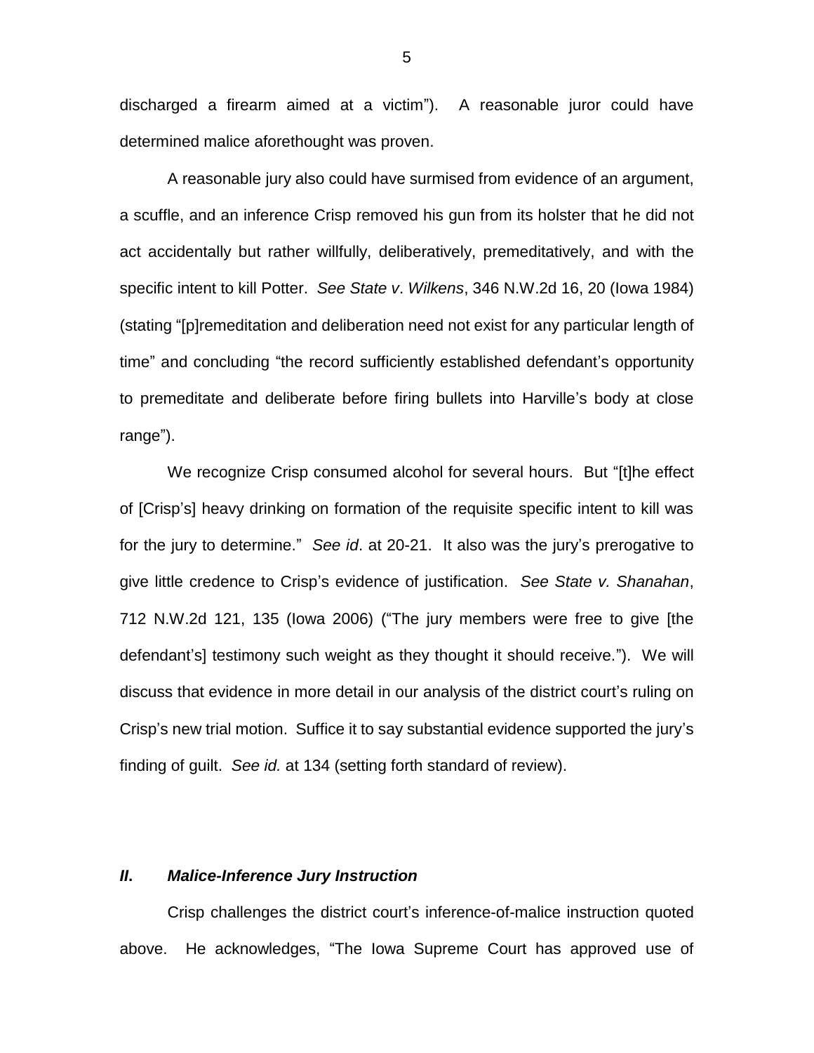discharged a firearm aimed at a victim"). A reasonable juror could have determined malice aforethought was proven.

A reasonable jury also could have surmised from evidence of an argument, a scuffle, and an inference Crisp removed his gun from its holster that he did not act accidentally but rather willfully, deliberatively, premeditatively, and with the specific intent to kill Potter. *See State v. Wilkens*, 346 N.W.2d 16, 20 (Iowa 1984) (stating "[p]remeditation and deliberation need not exist for any particular length of time" and concluding "the record sufficiently established defendant's opportunity to premeditate and deliberate before firing bullets into Harville's body at close range").

We recognize Crisp consumed alcohol for several hours. But "[t]he effect of [Crisp's] heavy drinking on formation of the requisite specific intent to kill was for the jury to determine." *See id*. at 20-21. It also was the jury's prerogative to give little credence to Crisp's evidence of justification. *See State v. Shanahan*, 712 N.W.2d 121, 135 (Iowa 2006) ("The jury members were free to give [the defendant's] testimony such weight as they thought it should receive."). We will discuss that evidence in more detail in our analysis of the district court's ruling on Crisp's new trial motion. Suffice it to say substantial evidence supported the jury's finding of guilt. *See id.* at 134 (setting forth standard of review).

## *II. Malice-Inference Jury Instruction*

Crisp challenges the district court's inference-of-malice instruction quoted above. He acknowledges, "The Iowa Supreme Court has approved use of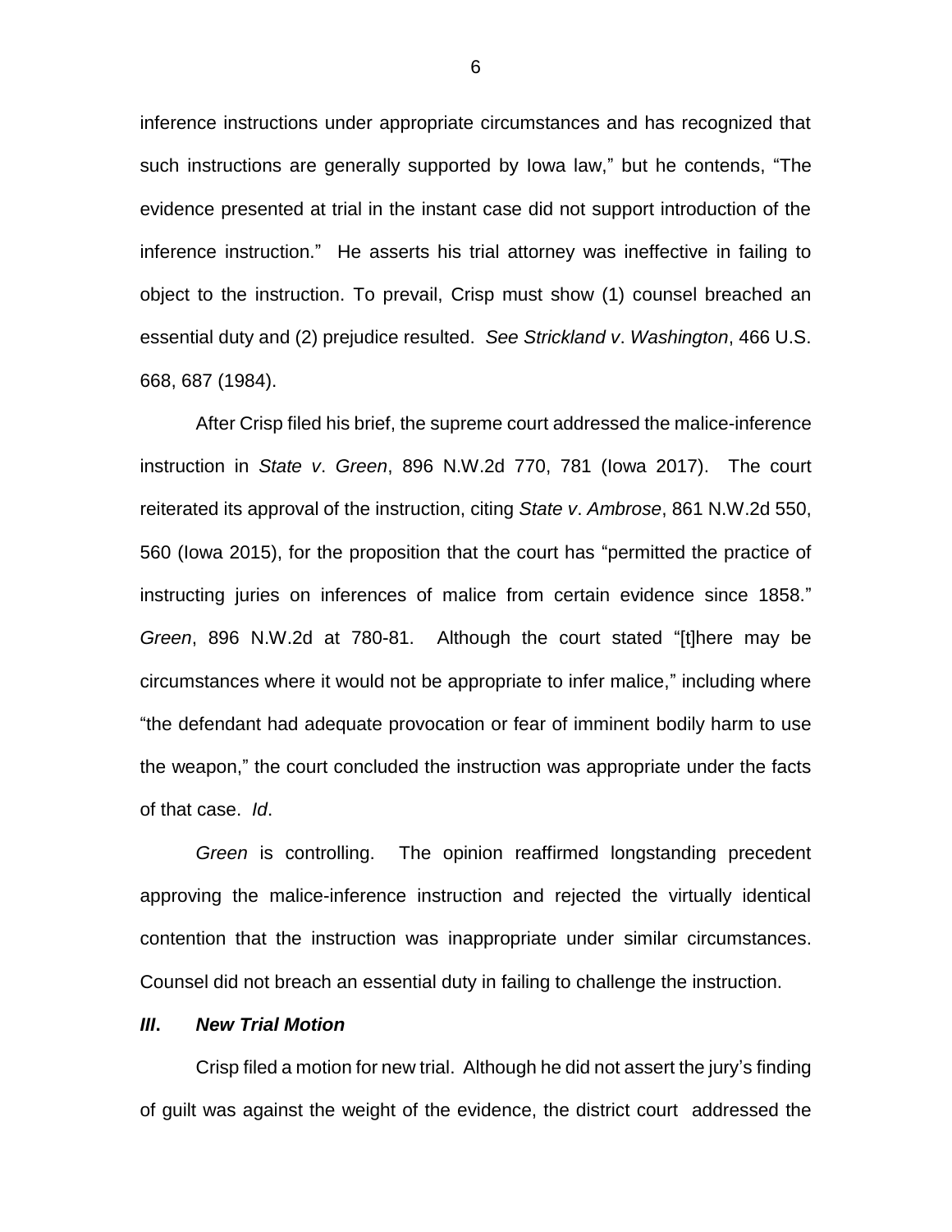inference instructions under appropriate circumstances and has recognized that such instructions are generally supported by Iowa law," but he contends, "The evidence presented at trial in the instant case did not support introduction of the inference instruction." He asserts his trial attorney was ineffective in failing to object to the instruction. To prevail, Crisp must show (1) counsel breached an essential duty and (2) prejudice resulted. *See Strickland v. Washington*, 466 U.S. 668, 687 (1984).

After Crisp filed his brief, the supreme court addressed the malice-inference instruction in *State v. Green*, 896 N.W.2d 770, 781 (Iowa 2017). The court reiterated its approval of the instruction, citing *State v. Ambrose*, 861 N.W.2d 550, 560 (Iowa 2015), for the proposition that the court has "permitted the practice of instructing juries on inferences of malice from certain evidence since 1858." *Green*, 896 N.W.2d at 780-81. Although the court stated "[t]here may be circumstances where it would not be appropriate to infer malice," including where "the defendant had adequate provocation or fear of imminent bodily harm to use the weapon," the court concluded the instruction was appropriate under the facts of that case. *Id*.

*Green* is controlling. The opinion reaffirmed longstanding precedent approving the malice-inference instruction and rejected the virtually identical contention that the instruction was inappropriate under similar circumstances. Counsel did not breach an essential duty in failing to challenge the instruction.

### ***III. New Trial Motion***

Crisp filed a motion for new trial. Although he did not assert the jury's finding of guilt was against the weight of the evidence, the district court addressed the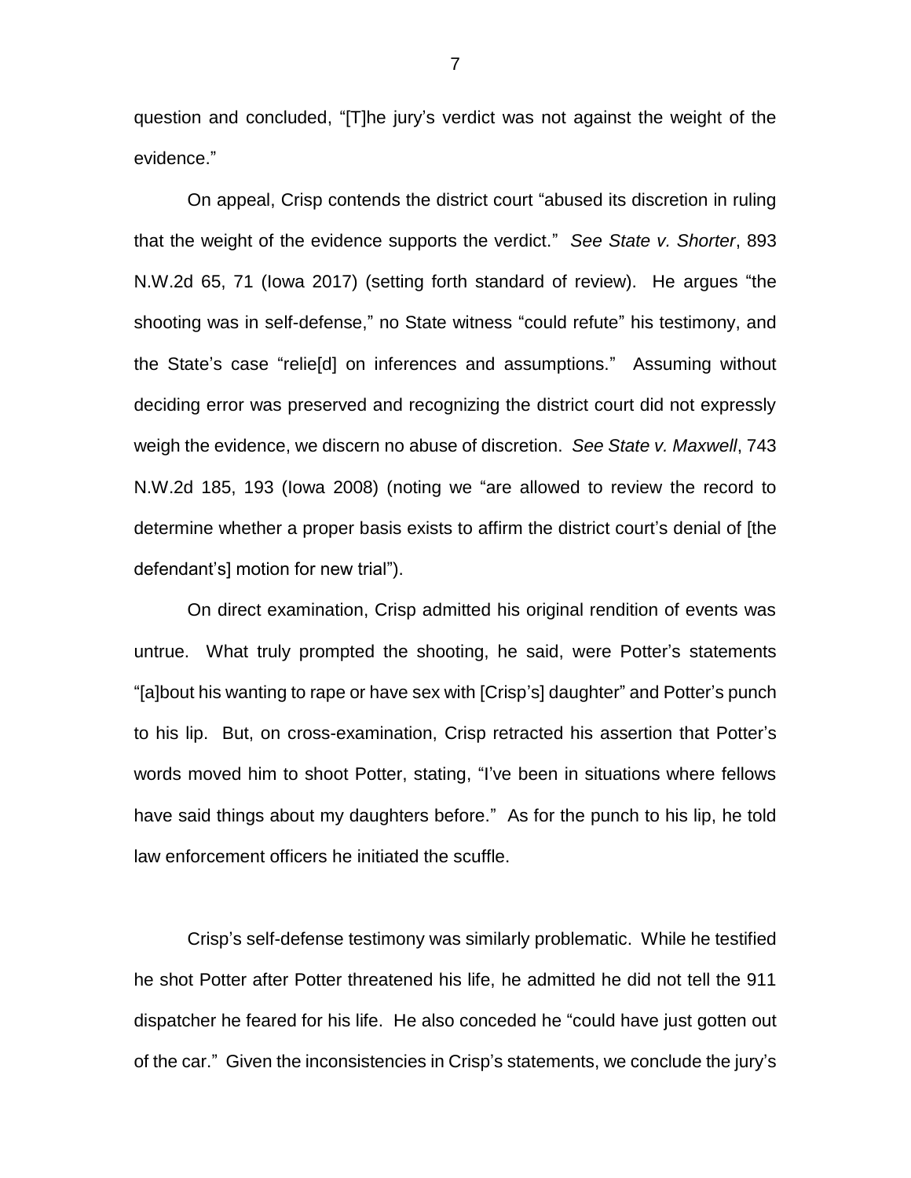question and concluded, "[T]he jury's verdict was not against the weight of the evidence."

On appeal, Crisp contends the district court "abused its discretion in ruling that the weight of the evidence supports the verdict." *See State v. Shorter*, 893 N.W.2d 65, 71 (Iowa 2017) (setting forth standard of review). He argues "the shooting was in self-defense," no State witness "could refute" his testimony, and the State's case "relie[d] on inferences and assumptions." Assuming without deciding error was preserved and recognizing the district court did not expressly weigh the evidence, we discern no abuse of discretion. *See State v. Maxwell*, 743 N.W.2d 185, 193 (Iowa 2008) (noting we "are allowed to review the record to determine whether a proper basis exists to affirm the district court's denial of [the defendant's] motion for new trial").

On direct examination, Crisp admitted his original rendition of events was untrue. What truly prompted the shooting, he said, were Potter's statements "[a]bout his wanting to rape or have sex with [Crisp's] daughter" and Potter's punch to his lip. But, on cross-examination, Crisp retracted his assertion that Potter's words moved him to shoot Potter, stating, "I've been in situations where fellows have said things about my daughters before." As for the punch to his lip, he told law enforcement officers he initiated the scuffle.

Crisp's self-defense testimony was similarly problematic. While he testified he shot Potter after Potter threatened his life, he admitted he did not tell the 911 dispatcher he feared for his life. He also conceded he "could have just gotten out of the car." Given the inconsistencies in Crisp's statements, we conclude the jury's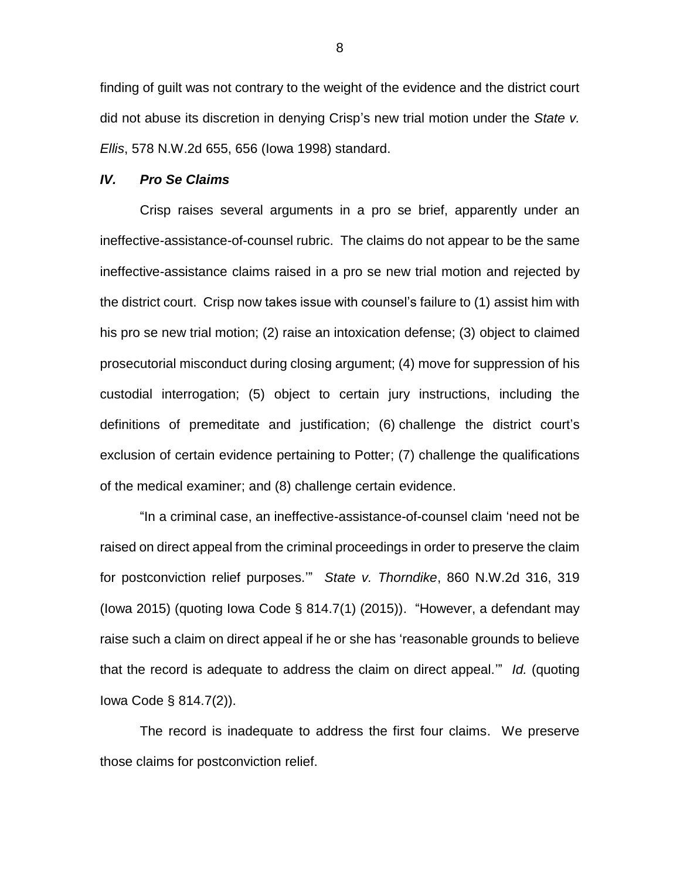finding of guilt was not contrary to the weight of the evidence and the district court did not abuse its discretion in denying Crisp's new trial motion under the *State v. Ellis*, 578 N.W.2d 655, 656 (Iowa 1998) standard.

### *IV. Pro Se Claims*

Crisp raises several arguments in a pro se brief, apparently under an ineffective-assistance-of-counsel rubric. The claims do not appear to be the same ineffective-assistance claims raised in a pro se new trial motion and rejected by the district court. Crisp now takes issue with counsel's failure to (1) assist him with his pro se new trial motion; (2) raise an intoxication defense; (3) object to claimed prosecutorial misconduct during closing argument; (4) move for suppression of his custodial interrogation; (5) object to certain jury instructions, including the definitions of premeditate and justification; (6) challenge the district court's exclusion of certain evidence pertaining to Potter; (7) challenge the qualifications of the medical examiner; and (8) challenge certain evidence.

"In a criminal case, an ineffective-assistance-of-counsel claim 'need not be raised on direct appeal from the criminal proceedings in order to preserve the claim for postconviction relief purposes.'" *State v. Thorndike*, 860 N.W.2d 316, 319 (Iowa 2015) (quoting Iowa Code § 814.7(1) (2015)). "However, a defendant may raise such a claim on direct appeal if he or she has 'reasonable grounds to believe that the record is adequate to address the claim on direct appeal.'" *Id.* (quoting Iowa Code § 814.7(2)).

The record is inadequate to address the first four claims. We preserve those claims for postconviction relief.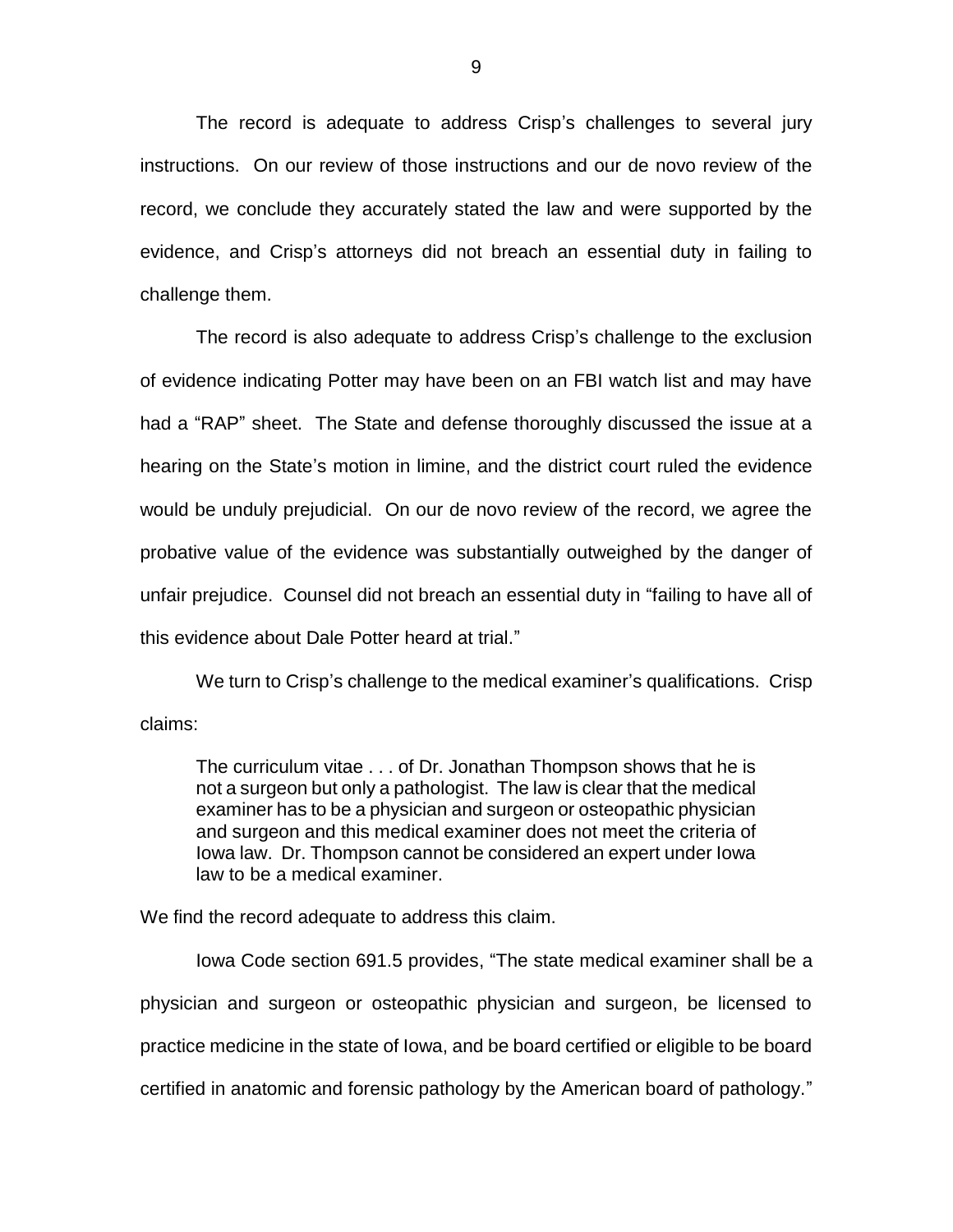The record is adequate to address Crisp's challenges to several jury instructions. On our review of those instructions and our de novo review of the record, we conclude they accurately stated the law and were supported by the evidence, and Crisp's attorneys did not breach an essential duty in failing to challenge them.

The record is also adequate to address Crisp's challenge to the exclusion of evidence indicating Potter may have been on an FBI watch list and may have had a "RAP" sheet. The State and defense thoroughly discussed the issue at a hearing on the State's motion in limine, and the district court ruled the evidence would be unduly prejudicial. On our de novo review of the record, we agree the probative value of the evidence was substantially outweighed by the danger of unfair prejudice. Counsel did not breach an essential duty in "failing to have all of this evidence about Dale Potter heard at trial."

We turn to Crisp's challenge to the medical examiner's qualifications. Crisp claims:

> The curriculum vitae . . . of Dr. Jonathan Thompson shows that he is not a surgeon but only a pathologist. The law is clear that the medical examiner has to be a physician and surgeon or osteopathic physician and surgeon and this medical examiner does not meet the criteria of Iowa law. Dr. Thompson cannot be considered an expert under Iowa law to be a medical examiner.

We find the record adequate to address this claim.

Iowa Code section 691.5 provides, "The state medical examiner shall be a physician and surgeon or osteopathic physician and surgeon, be licensed to practice medicine in the state of Iowa, and be board certified or eligible to be board certified in anatomic and forensic pathology by the American board of pathology."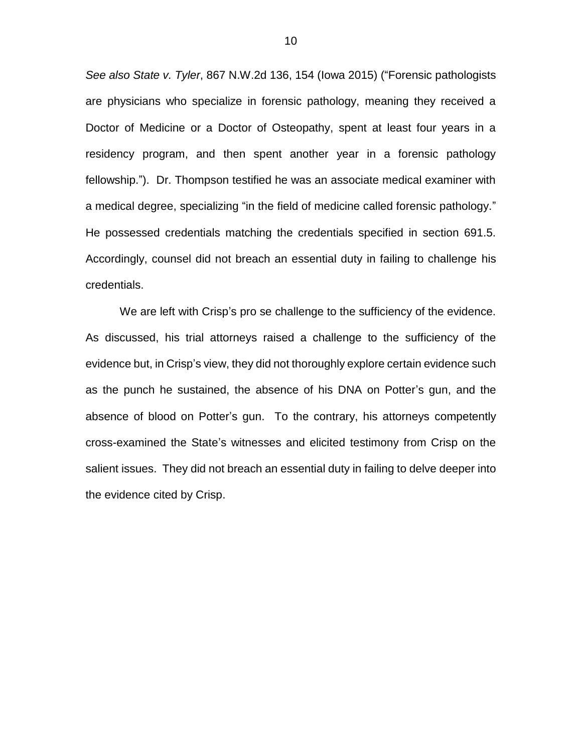*See also State v. Tyler*, 867 N.W.2d 136, 154 (Iowa 2015) ("Forensic pathologists are physicians who specialize in forensic pathology, meaning they received a Doctor of Medicine or a Doctor of Osteopathy, spent at least four years in a residency program, and then spent another year in a forensic pathology fellowship."). Dr. Thompson testified he was an associate medical examiner with a medical degree, specializing "in the field of medicine called forensic pathology." He possessed credentials matching the credentials specified in section 691.5. Accordingly, counsel did not breach an essential duty in failing to challenge his credentials.

We are left with Crisp's pro se challenge to the sufficiency of the evidence. As discussed, his trial attorneys raised a challenge to the sufficiency of the evidence but, in Crisp's view, they did not thoroughly explore certain evidence such as the punch he sustained, the absence of his DNA on Potter's gun, and the absence of blood on Potter's gun. To the contrary, his attorneys competently cross-examined the State's witnesses and elicited testimony from Crisp on the salient issues. They did not breach an essential duty in failing to delve deeper into the evidence cited by Crisp.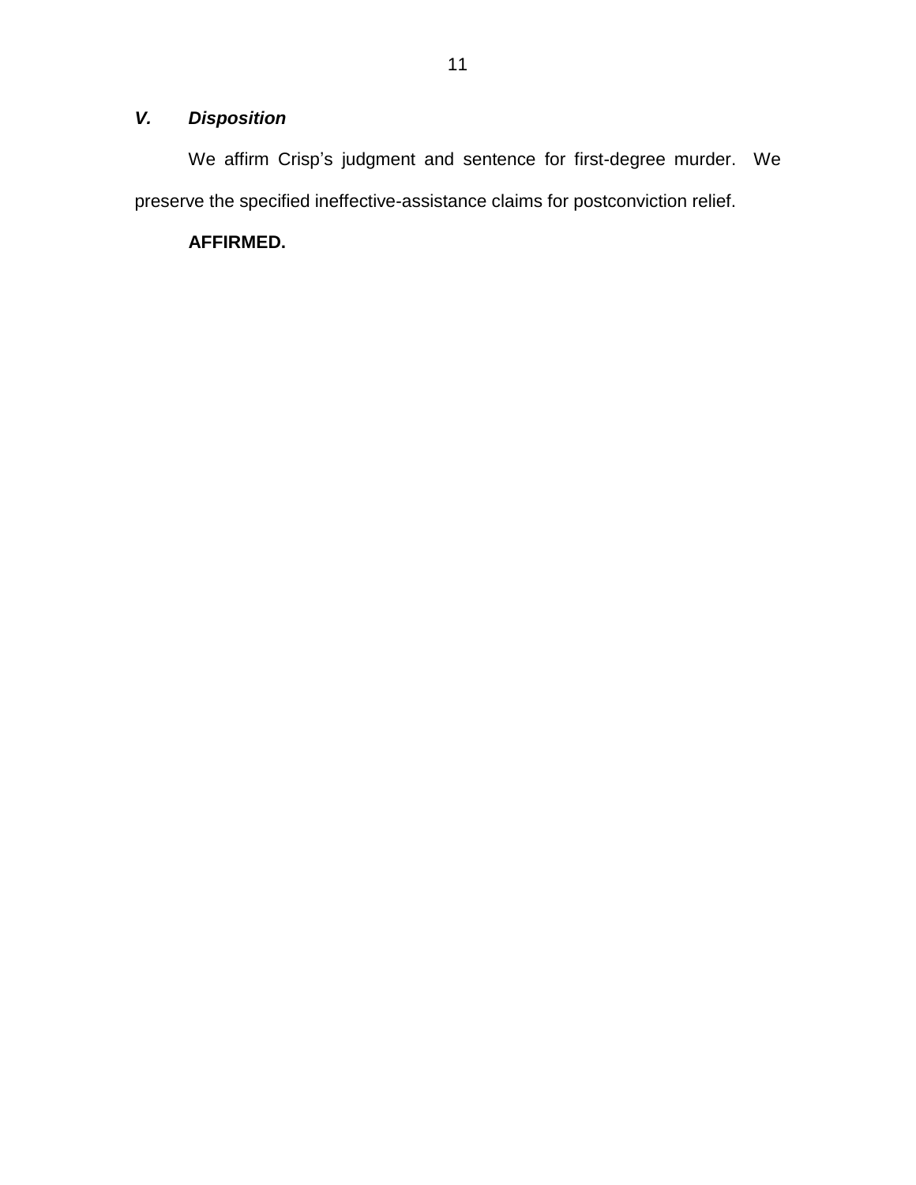### *V. Disposition*

We affirm Crisp’s judgment and sentence for first-degree murder. We preserve the specified ineffective-assistance claims for postconviction relief.

**AFFIRMED.**